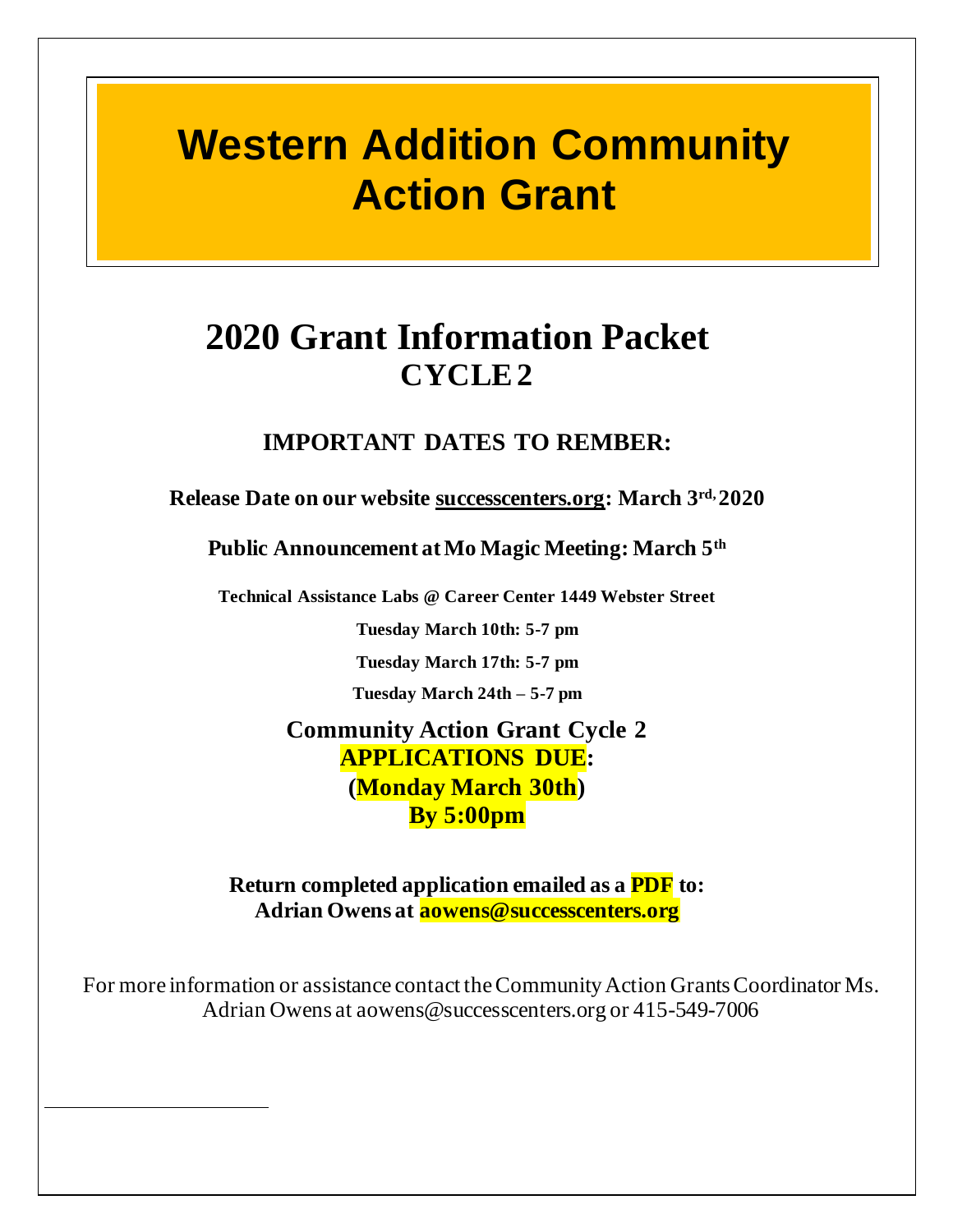# Western Addition Community Action Grant

## 2020 Grant Information Packet

## CYCLE 2

### IMPORTANT DATES TO REMBER:

**Release Date on our website <u>successcenters.org</u>: March 3rd, 2020**

**Public Announcement at Mo Magic Meeting: March 5th**

**Technical Assistance Labs @ Career Center 1449 Webster Street**

**Tuesday March 10th: 5-7 pm**

**Tuesday March 17th: 5-7 pm**

**Tuesday March 24th – 5-7 pm**

**Community Action Grant Cycle 2**
**APPLICATIONS DUE:**
**(Monday March 30th)**
**By 5:00pm**

**Return completed application emailed as a PDF to:**
**Adrian Owens at aowens@successcenters.org**

For more information or assistance contact the Community Action Grants Coordinator Ms. Adrian Owens at aowens@successcenters.org or 415-549-7006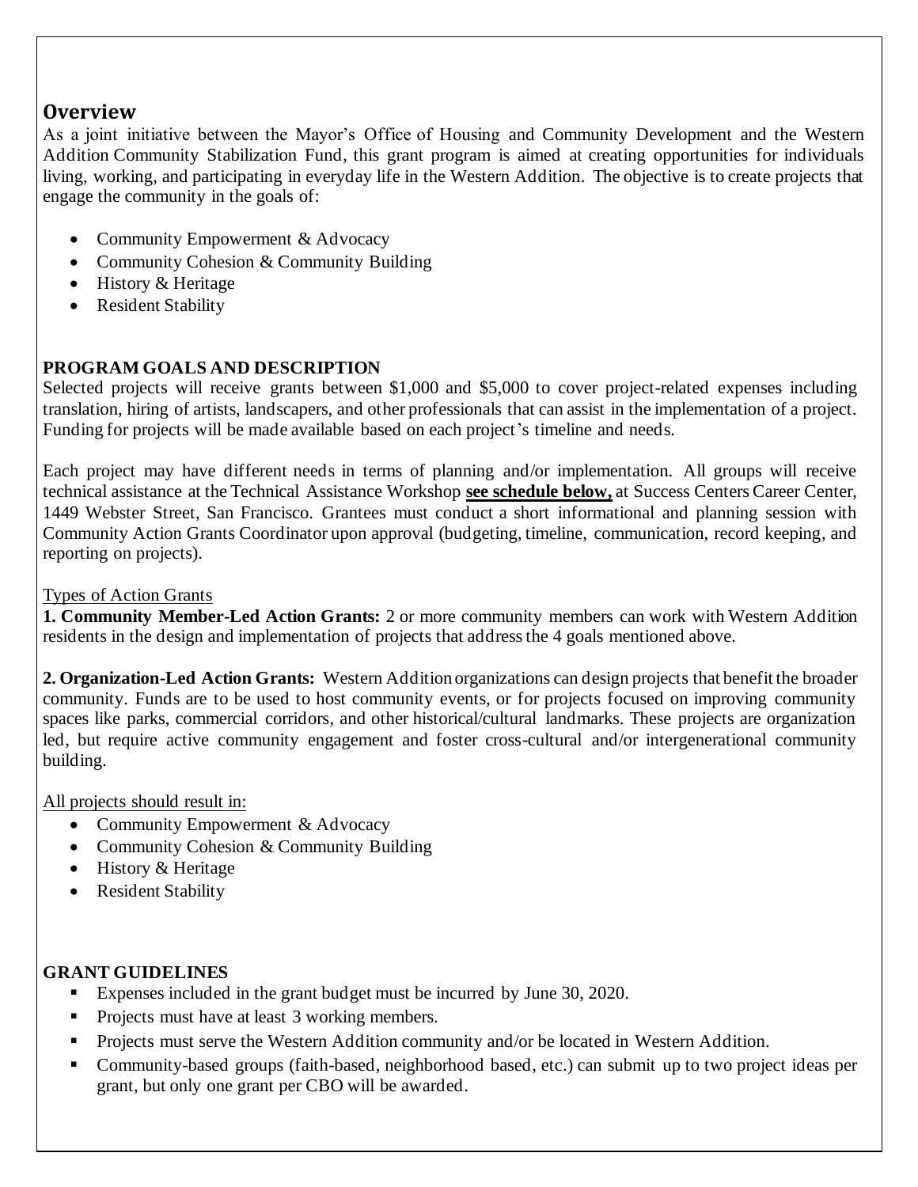## Overview

As a joint initiative between the Mayor's Office of Housing and Community Development and the Western Addition Community Stabilization Fund, this grant program is aimed at creating opportunities for individuals living, working, and participating in everyday life in the Western Addition. The objective is to create projects that engage the community in the goals of:

- Community Empowerment & Advocacy
- Community Cohesion & Community Building
- History & Heritage
- Resident Stability

### PROGRAM GOALS AND DESCRIPTION

Selected projects will receive grants between $1,000 and $5,000 to cover project-related expenses including translation, hiring of artists, landscapers, and other professionals that can assist in the implementation of a project. Funding for projects will be made available based on each project's timeline and needs.

Each project may have different needs in terms of planning and/or implementation. All groups will receive technical assistance at the Technical Assistance Workshop **see schedule below,** at Success Centers Career Center, 1449 Webster Street, San Francisco. Grantees must conduct a short informational and planning session with Community Action Grants Coordinator upon approval (budgeting, timeline, communication, record keeping, and reporting on projects).

Types of Action Grants

**1. Community Member-Led Action Grants:** 2 or more community members can work with Western Addition residents in the design and implementation of projects that address the 4 goals mentioned above.

**2. Organization-Led Action Grants:** Western Addition organizations can design projects that benefit the broader community. Funds are to be used to host community events, or for projects focused on improving community spaces like parks, commercial corridors, and other historical/cultural landmarks. These projects are organization led, but require active community engagement and foster cross-cultural and/or intergenerational community building.

All projects should result in:

- Community Empowerment & Advocacy
- Community Cohesion & Community Building
- History & Heritage
- Resident Stability

### GRANT GUIDELINES

- Expenses included in the grant budget must be incurred by June 30, 2020.
- Projects must have at least 3 working members.
- Projects must serve the Western Addition community and/or be located in Western Addition.
- Community-based groups (faith-based, neighborhood based, etc.) can submit up to two project ideas per grant, but only one grant per CBO will be awarded.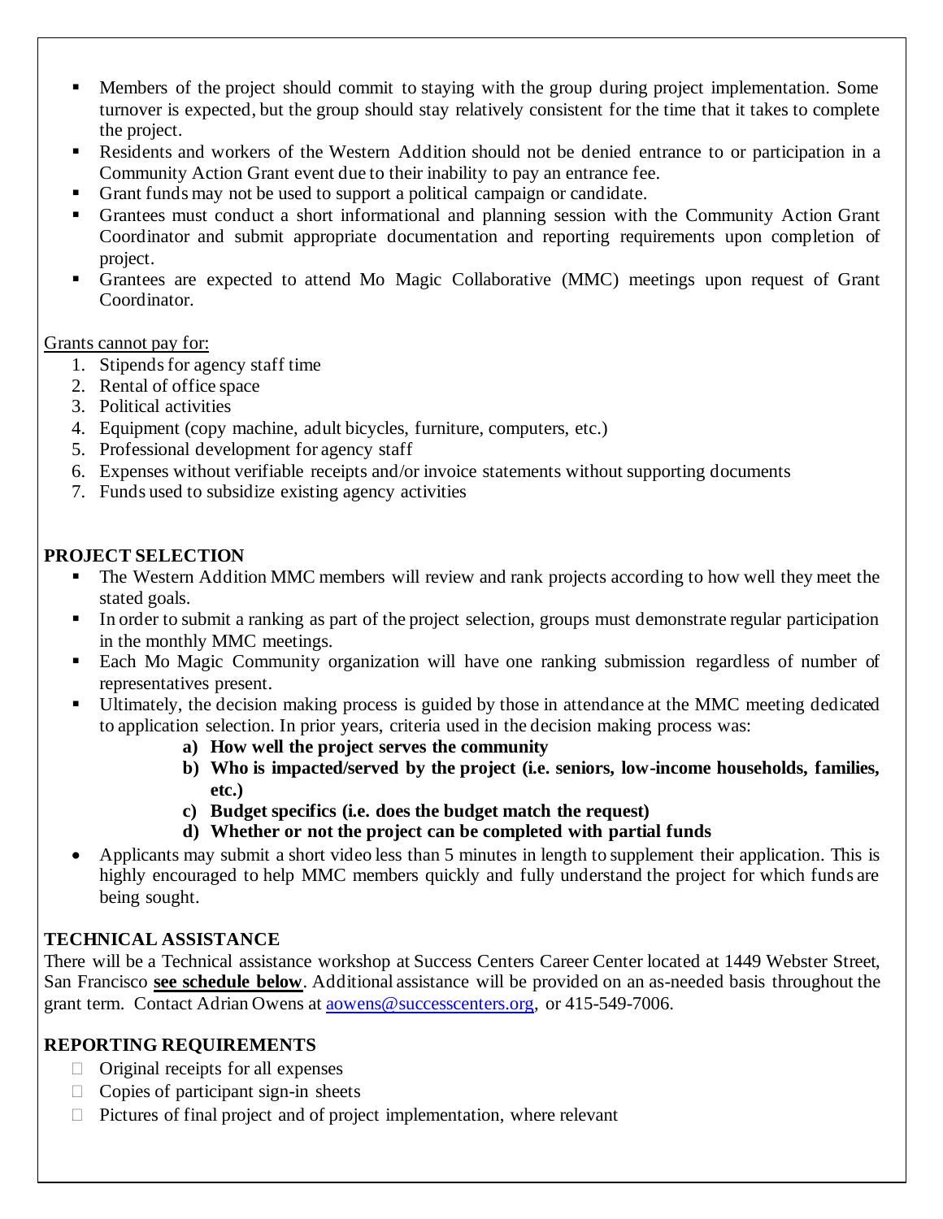- Members of the project should commit to staying with the group during project implementation. Some turnover is expected, but the group should stay relatively consistent for the time that it takes to complete the project.
- Residents and workers of the Western Addition should not be denied entrance to or participation in a Community Action Grant event due to their inability to pay an entrance fee.
- Grant funds may not be used to support a political campaign or candidate.
- Grantees must conduct a short informational and planning session with the Community Action Grant Coordinator and submit appropriate documentation and reporting requirements upon completion of project.
- Grantees are expected to attend Mo Magic Collaborative (MMC) meetings upon request of Grant Coordinator.

<u>Grants cannot pay for:</u>

1. Stipends for agency staff time
2. Rental of office space
3. Political activities
4. Equipment (copy machine, adult bicycles, furniture, computers, etc.)
5. Professional development for agency staff
6. Expenses without verifiable receipts and/or invoice statements without supporting documents
7. Funds used to subsidize existing agency activities

**PROJECT SELECTION**

- The Western Addition MMC members will review and rank projects according to how well they meet the stated goals.
- In order to submit a ranking as part of the project selection, groups must demonstrate regular participation in the monthly MMC meetings.
- Each Mo Magic Community organization will have one ranking submission regardless of number of representatives present.
- Ultimately, the decision making process is guided by those in attendance at the MMC meeting dedicated to application selection. In prior years, criteria used in the decision making process was:
    - **a) How well the project serves the community**
    - **b) Who is impacted/served by the project (i.e. seniors, low-income households, families, etc.)**
    - **c) Budget specifics (i.e. does the budget match the request)**
    - **d) Whether or not the project can be completed with partial funds**
- Applicants may submit a short video less than 5 minutes in length to supplement their application. This is highly encouraged to help MMC members quickly and fully understand the project for which funds are being sought.

**TECHNICAL ASSISTANCE**

There will be a Technical assistance workshop at Success Centers Career Center located at 1449 Webster Street, San Francisco **<u>see schedule below</u>**. Additional assistance will be provided on an as-needed basis throughout the grant term. Contact Adrian Owens at aowens@successcenters.org, or 415-549-7006.

**REPORTING REQUIREMENTS**

- Original receipts for all expenses
- Copies of participant sign-in sheets
- Pictures of final project and of project implementation, where relevant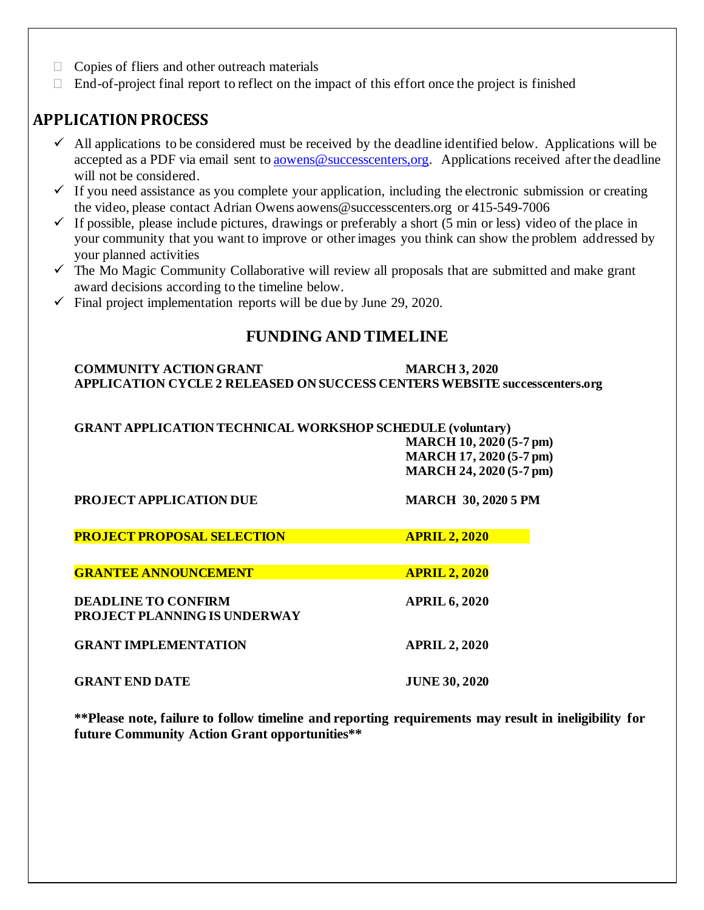- Copies of fliers and other outreach materials
- End-of-project final report to reflect on the impact of this effort once the project is finished

## APPLICATION PROCESS

- ✓ All applications to be considered must be received by the deadline identified below. Applications will be accepted as a PDF via email sent to aowens@successcenters,org. Applications received after the deadline will not be considered.
- ✓ If you need assistance as you complete your application, including the electronic submission or creating the video, please contact Adrian Owens aowens@successcenters.org or 415-549-7006
- ✓ If possible, please include pictures, drawings or preferably a short (5 min or less) video of the place in your community that you want to improve or other images you think can show the problem addressed by your planned activities
- ✓ The Mo Magic Community Collaborative will review all proposals that are submitted and make grant award decisions according to the timeline below.
- ✓ Final project implementation reports will be due by June 29, 2020.

## FUNDING AND TIMELINE

| | |
|---|---|
| **COMMUNITY ACTION GRANT APPLICATION CYCLE 2 RELEASED ON SUCCESS CENTERS WEBSITE successcenters.org** | **MARCH 3, 2020** |
| **GRANT APPLICATION TECHNICAL WORKSHOP SCHEDULE (voluntary)** | **MARCH 10, 2020 (5-7 pm)**<br>**MARCH 17, 2020 (5-7 pm)**<br>**MARCH 24, 2020 (5-7 pm)** |
| **PROJECT APPLICATION DUE** | **MARCH 30, 2020 5 PM** |
| **PROJECT PROPOSAL SELECTION** | **APRIL 2, 2020** |
| **GRANTEE ANNOUNCEMENT** | **APRIL 2, 2020** |
| **DEADLINE TO CONFIRM PROJECT PLANNING IS UNDERWAY** | **APRIL 6, 2020** |
| **GRANT IMPLEMENTATION** | **APRIL 2, 2020** |
| **GRANT END DATE** | **JUNE 30, 2020** |

****Please note, failure to follow timeline and reporting requirements may result in ineligibility for future Community Action Grant opportunities****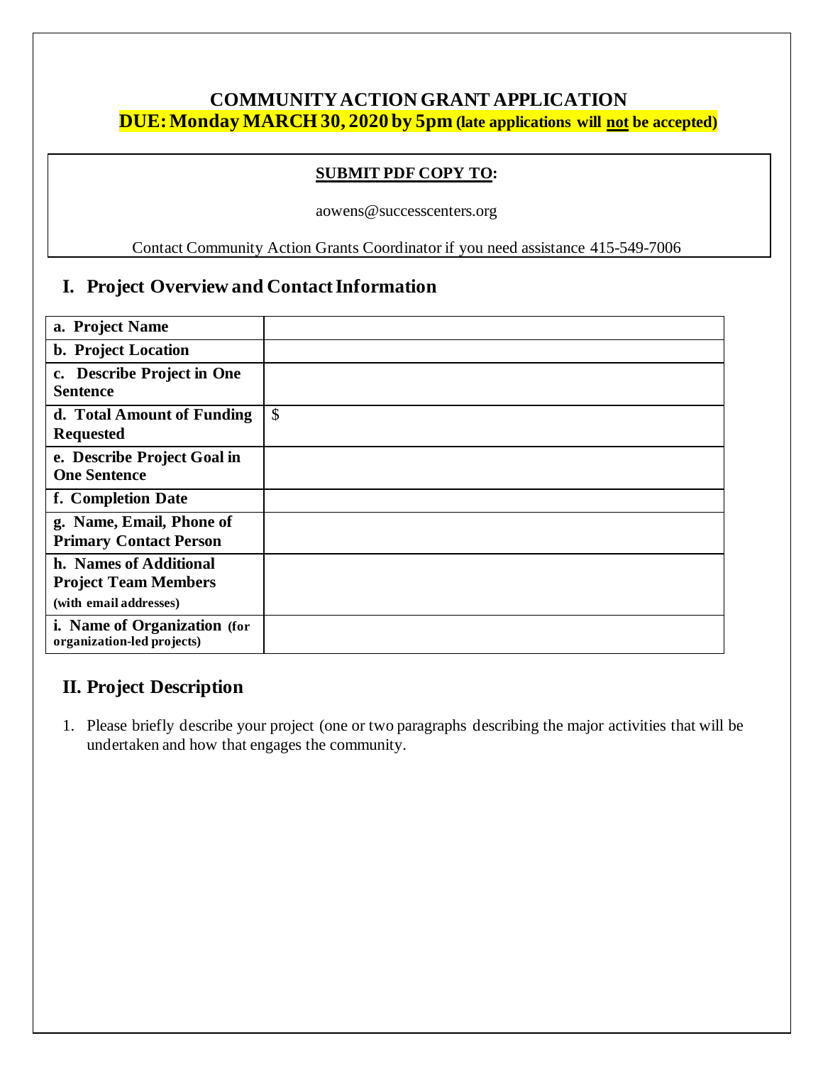# COMMUNITY ACTION GRANT APPLICATION

**DUE: Monday MARCH 30, 2020 by 5pm (late applications will not be accepted)**

**SUBMIT PDF COPY TO:**

aowens@successcenters.org

Contact Community Action Grants Coordinator if you need assistance 415-549-7006

## I. Project Overview and Contact Information

| | |
|---|---|
| **a. Project Name** | |
| **b. Project Location** | |
| **c. Describe Project in One Sentence** | |
| **d. Total Amount of Funding Requested** | $ |
| **e. Describe Project Goal in One Sentence** | |
| **f. Completion Date** | |
| **g. Name, Email, Phone of Primary Contact Person** | |
| **h. Names of Additional Project Team Members (with email addresses)** | |
| **i. Name of Organization (for organization-led projects)** | |

## II. Project Description

1. Please briefly describe your project (one or two paragraphs describing the major activities that will be undertaken and how that engages the community.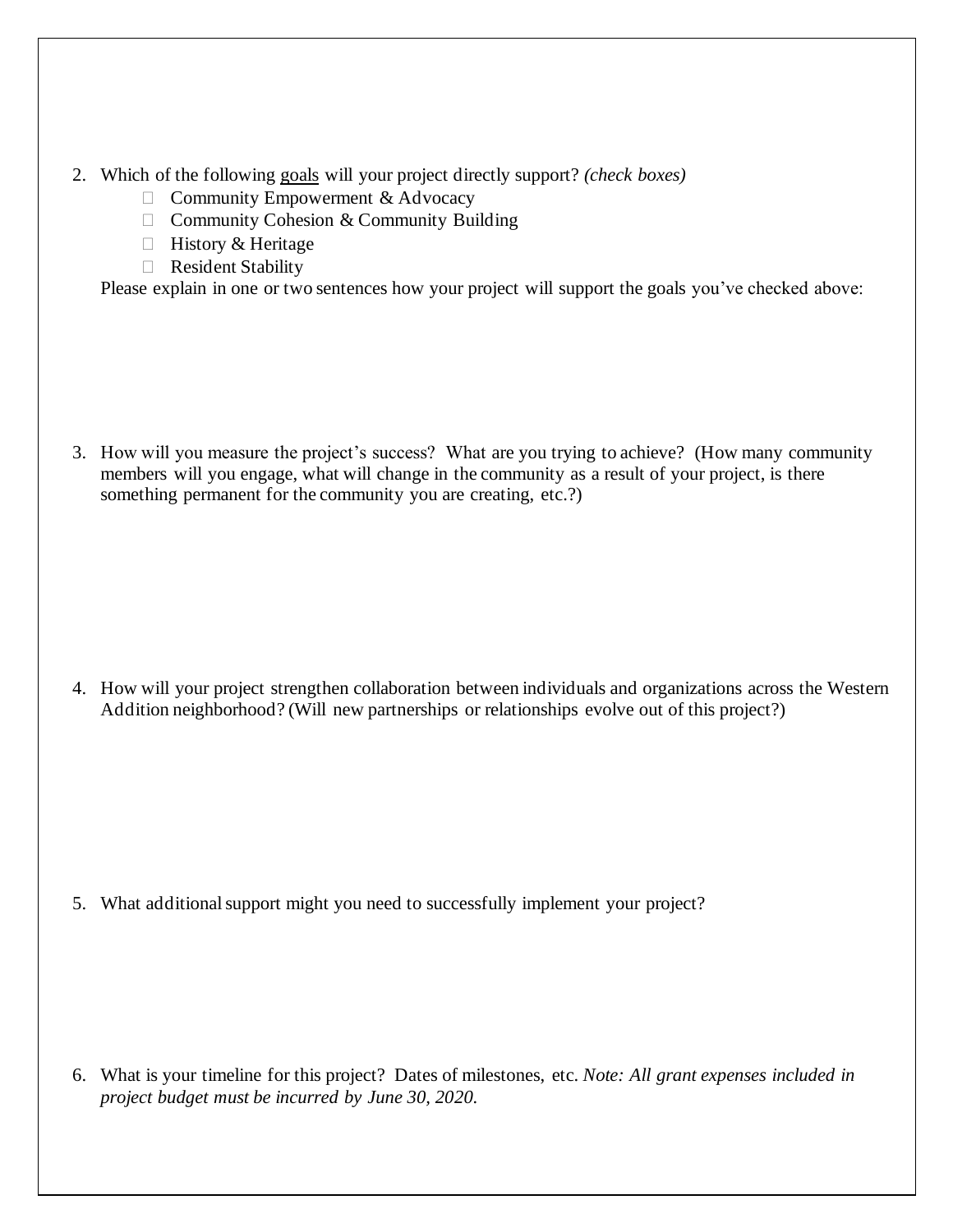2. Which of the following goals will your project directly support? *(check boxes)*
   - ☐ Community Empowerment & Advocacy
   - ☐ Community Cohesion & Community Building
   - ☐ History & Heritage
   - ☐ Resident Stability

   Please explain in one or two sentences how your project will support the goals you've checked above:

3. How will you measure the project's success? What are you trying to achieve? (How many community members will you engage, what will change in the community as a result of your project, is there something permanent for the community you are creating, etc.?)

4. How will your project strengthen collaboration between individuals and organizations across the Western Addition neighborhood? (Will new partnerships or relationships evolve out of this project?)

5. What additional support might you need to successfully implement your project?

6. What is your timeline for this project? Dates of milestones, etc. *Note: All grant expenses included in project budget must be incurred by June 30, 2020.*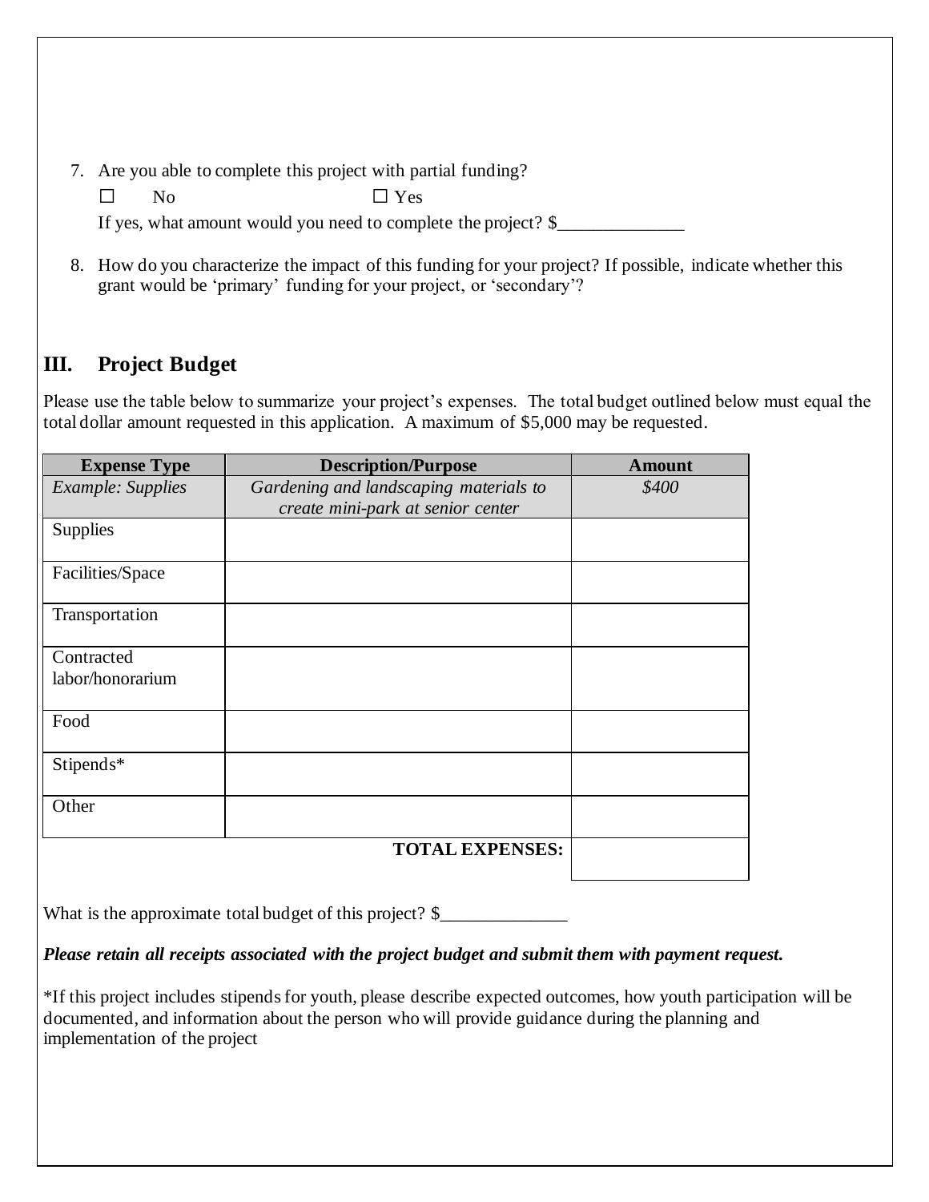7. Are you able to complete this project with partial funding?

   ☐ No ☐ Yes

   If yes, what amount would you need to complete the project? $______________

8. How do you characterize the impact of this funding for your project? If possible, indicate whether this grant would be 'primary' funding for your project, or 'secondary'?

## III. Project Budget

Please use the table below to summarize your project's expenses. The total budget outlined below must equal the total dollar amount requested in this application. A maximum of $5,000 may be requested.

| Expense Type | Description/Purpose | Amount |
|---|---|---|
| *Example: Supplies* | *Gardening and landscaping materials to create mini-park at senior center* | *$400* |
| Supplies | | |
| Facilities/Space | | |
| Transportation | | |
| Contracted labor/honorarium | | |
| Food | | |
| Stipends* | | |
| Other | | |
| | **TOTAL EXPENSES:** | |

What is the approximate total budget of this project? $______________

***Please retain all receipts associated with the project budget and submit them with payment request.***

*If this project includes stipends for youth, please describe expected outcomes, how youth participation will be documented, and information about the person who will provide guidance during the planning and implementation of the project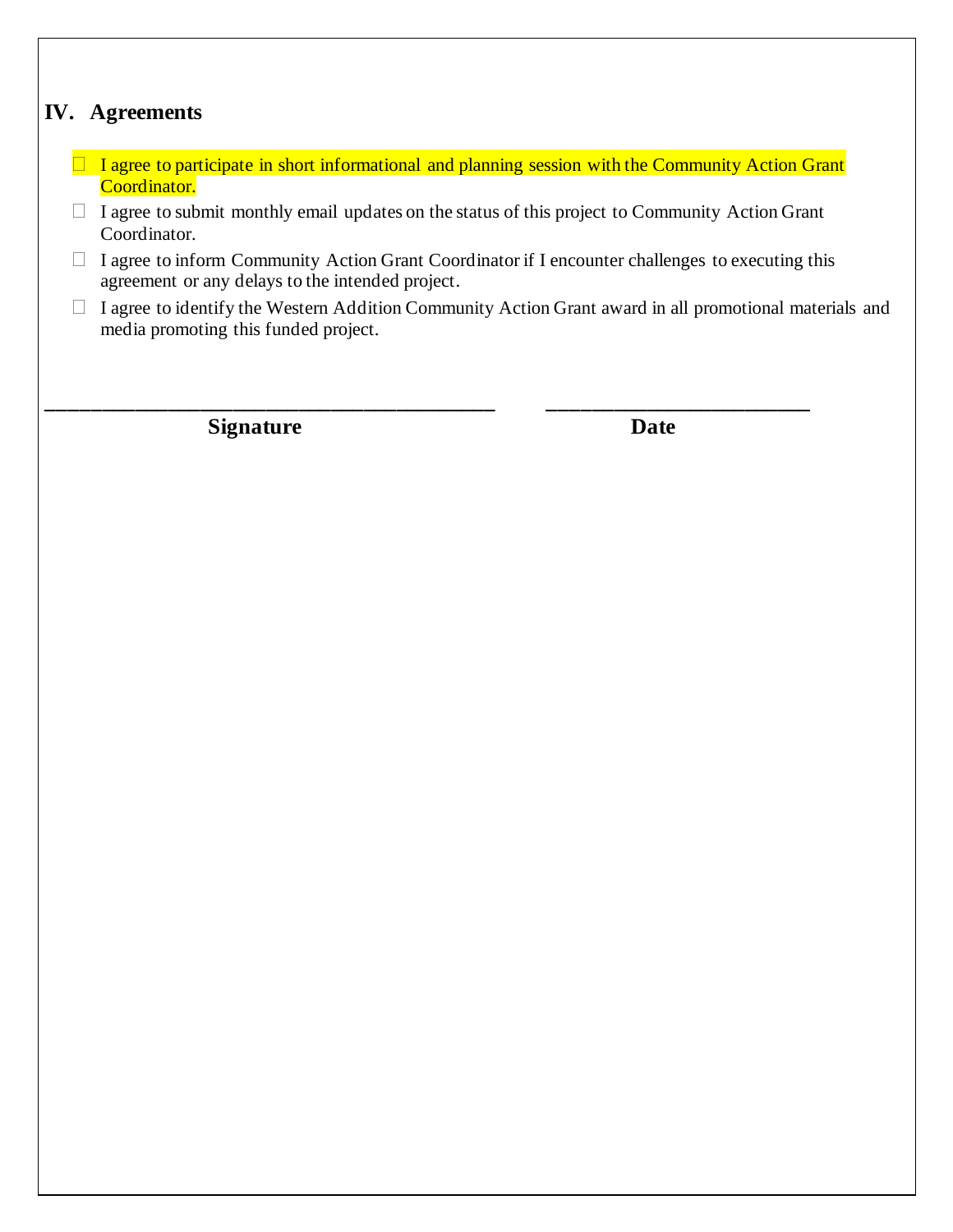## IV. Agreements

- ☐ I agree to participate in short informational and planning session with the Community Action Grant Coordinator.
- ☐ I agree to submit monthly email updates on the status of this project to Community Action Grant Coordinator.
- ☐ I agree to inform Community Action Grant Coordinator if I encounter challenges to executing this agreement or any delays to the intended project.
- ☐ I agree to identify the Western Addition Community Action Grant award in all promotional materials and media promoting this funded project.

| | |
|---|---|
| _______________________________________ | ________________________ |
| **Signature** | **Date** |